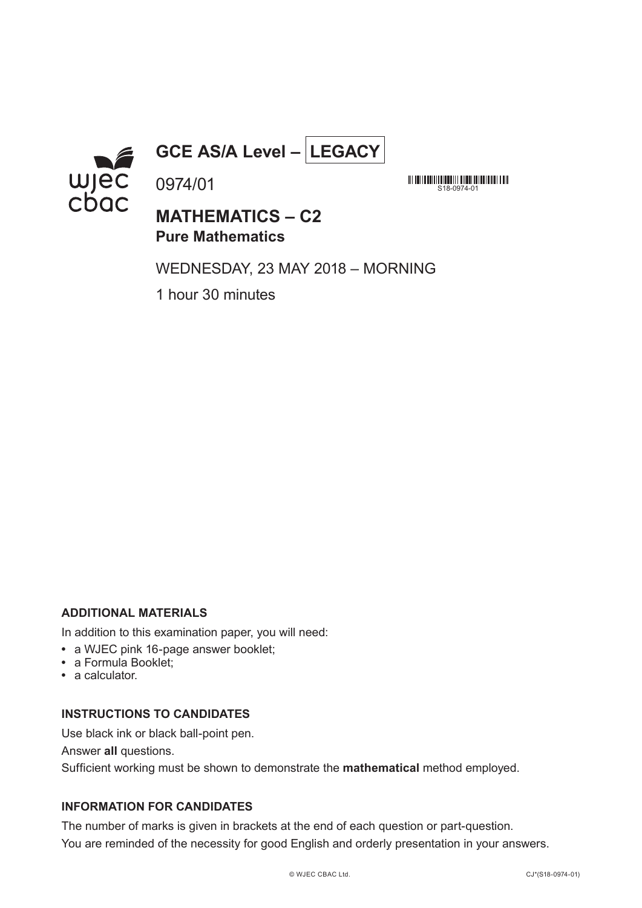# GCE AS/A Level – LEGACY

0974/01

S18-0974-01

## MATHEMATICS – C2
### Pure Mathematics

WEDNESDAY, 23 MAY 2018 – MORNING

1 hour 30 minutes

**ADDITIONAL MATERIALS**

In addition to this examination paper, you will need:

- a WJEC pink 16-page answer booklet;
- a Formula Booklet;
- a calculator.

**INSTRUCTIONS TO CANDIDATES**

Use black ink or black ball-point pen.

Answer **all** questions.

Sufficient working must be shown to demonstrate the **mathematical** method employed.

**INFORMATION FOR CANDIDATES**

The number of marks is given in brackets at the end of each question or part-question.

You are reminded of the necessity for good English and orderly presentation in your answers.

© WJEC CBAC Ltd. CJ*(S18-0974-01)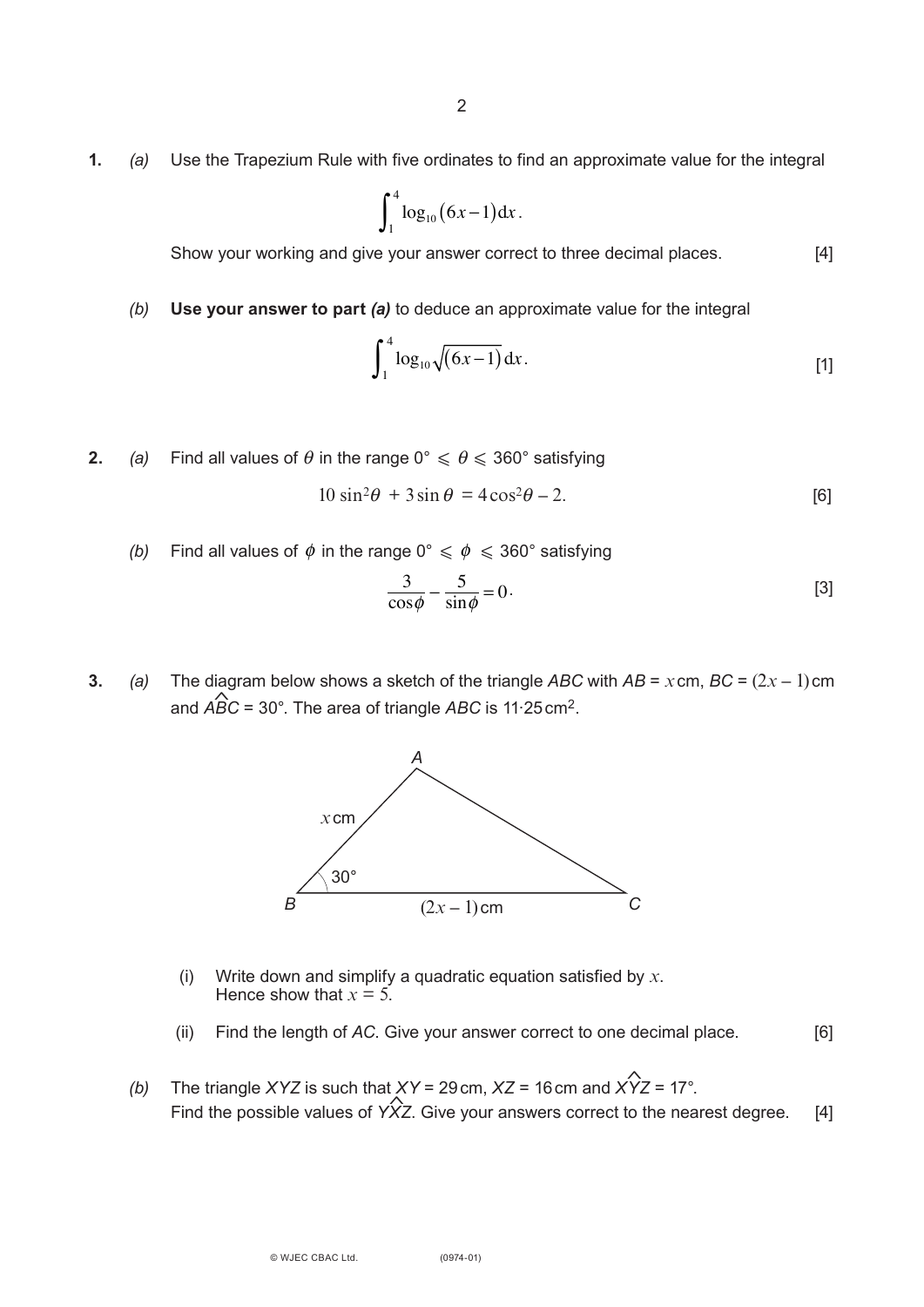**1.** *(a)* Use the Trapezium Rule with five ordinates to find an approximate value for the integral

$$\int_1^4 \log_{10}(6x-1)\,dx.$$

Show your working and give your answer correct to three decimal places. [4]

*(b)* **Use your answer to part *(a)*** to deduce an approximate value for the integral

$$\int_1^4 \log_{10}\sqrt{(6x-1)}\,dx.$$ [1]

**2.** *(a)* Find all values of $\theta$ in the range $0° \leqslant \theta \leqslant 360°$ satisfying

$$10\sin^2\theta + 3\sin\theta = 4\cos^2\theta - 2.$$ [6]

*(b)* Find all values of $\phi$ in the range $0° \leqslant \phi \leqslant 360°$ satisfying

$$\frac{3}{\cos\phi} - \frac{5}{\sin\phi} = 0.$$ [3]

**3.** *(a)* The diagram below shows a sketch of the triangle *ABC* with *AB* = $x$ cm, *BC* = $(2x-1)$ cm and $A\hat{B}C = 30°$. The area of triangle *ABC* is 11·25 cm$^2$.

(i) Write down and simplify a quadratic equation satisfied by $x$. Hence show that $x = 5$.

(ii) Find the length of *AC*. Give your answer correct to one decimal place. [6]

*(b)* The triangle *XYZ* is such that *XY* = 29 cm, *XZ* = 16 cm and $X\hat{Y}Z = 17°$. Find the possible values of $Y\hat{X}Z$. Give your answers correct to the nearest degree. [4]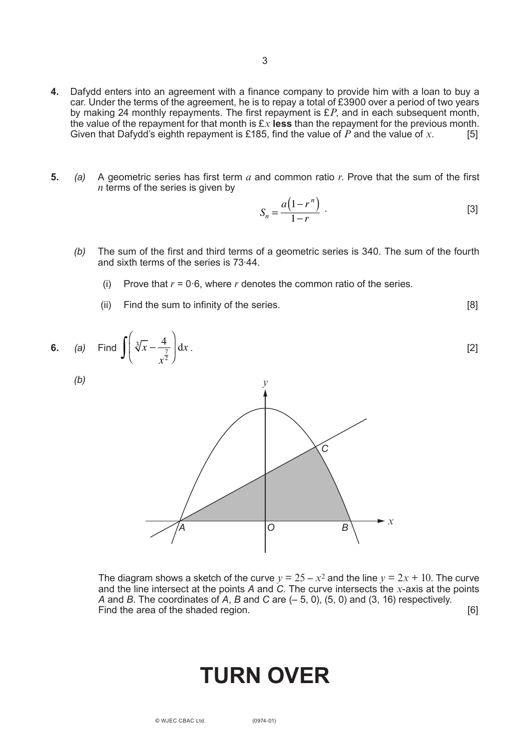**4.** Dafydd enters into an agreement with a finance company to provide him with a loan to buy a car. Under the terms of the agreement, he is to repay a total of £3900 over a period of two years by making 24 monthly repayments. The first repayment is £$P$, and in each subsequent month, the value of the repayment for that month is £$x$ **less** than the repayment for the previous month. Given that Dafydd's eighth repayment is £185, find the value of $P$ and the value of $x$. [5]

**5.** *(a)* A geometric series has first term $a$ and common ratio $r$. Prove that the sum of the first $n$ terms of the series is given by

$$S_n = \frac{a\left(1-r^n\right)}{1-r} \ .$$

[3]

*(b)* The sum of the first and third terms of a geometric series is 340. The sum of the fourth and sixth terms of the series is 73·44.

(i) Prove that $r = 0{\cdot}6$, where $r$ denotes the common ratio of the series.

(ii) Find the sum to infinity of the series. [8]

**6.** *(a)* Find $\displaystyle\int\left(\sqrt[3]{x} - \frac{4}{x^{\frac{7}{2}}}\right)\mathrm{d}x$. [2]

*(b)*

The diagram shows a sketch of the curve $y = 25 - x^2$ and the line $y = 2x + 10$. The curve and the line intersect at the points $A$ and $C$. The curve intersects the $x$-axis at the points $A$ and $B$. The coordinates of $A$, $B$ and $C$ are $(-5, 0)$, $(5, 0)$ and $(3, 16)$ respectively. Find the area of the shaded region. [6]

# TURN OVER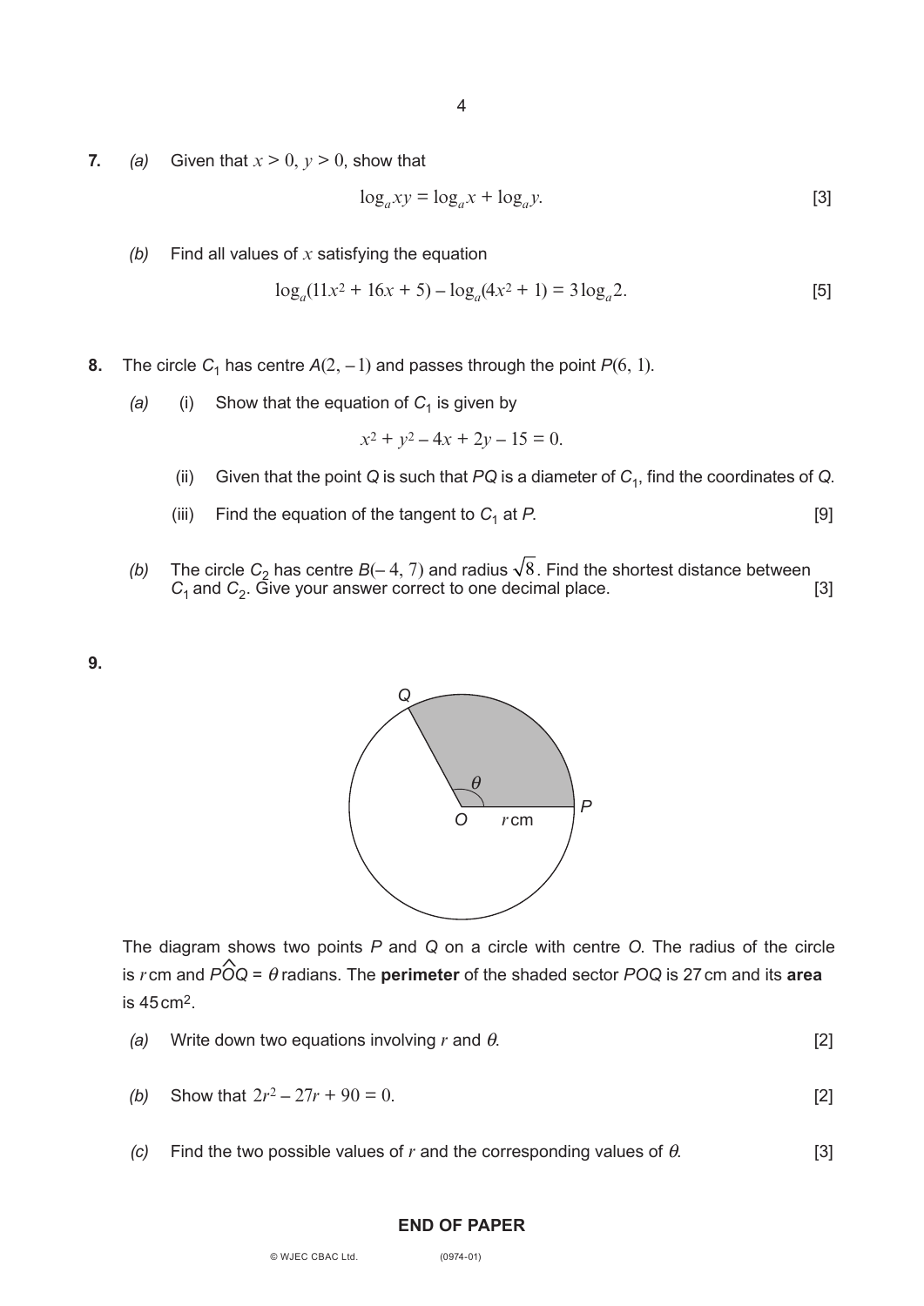**7.** *(a)* Given that $x > 0$, $y > 0$, show that

$$\log_a xy = \log_a x + \log_a y. \qquad [3]$$

*(b)* Find all values of $x$ satisfying the equation

$$\log_a(11x^2 + 16x + 5) - \log_a(4x^2 + 1) = 3\log_a 2. \qquad [5]$$

**8.** The circle $C_1$ has centre $A(2, -1)$ and passes through the point $P(6, 1)$.

*(a)* (i) Show that the equation of $C_1$ is given by

$$x^2 + y^2 - 4x + 2y - 15 = 0.$$

(ii) Given that the point $Q$ is such that $PQ$ is a diameter of $C_1$, find the coordinates of $Q$.

(iii) Find the equation of the tangent to $C_1$ at $P$. [9]

*(b)* The circle $C_2$ has centre $B(-4, 7)$ and radius $\sqrt{8}$. Find the shortest distance between $C_1$ and $C_2$. Give your answer correct to one decimal place. [3]

**9.**

Q

$\theta$

O $r$ cm P

The diagram shows two points $P$ and $Q$ on a circle with centre $O$. The radius of the circle is $r$ cm and $P\hat{O}Q = \theta$ radians. The **perimeter** of the shaded sector $POQ$ is 27 cm and its **area** is 45 cm$^2$.

*(a)* Write down two equations involving $r$ and $\theta$. [2]

*(b)* Show that $2r^2 - 27r + 90 = 0$. [2]

*(c)* Find the two possible values of $r$ and the corresponding values of $\theta$. [3]

**END OF PAPER**

© WJEC CBAC Ltd. (0974-01)